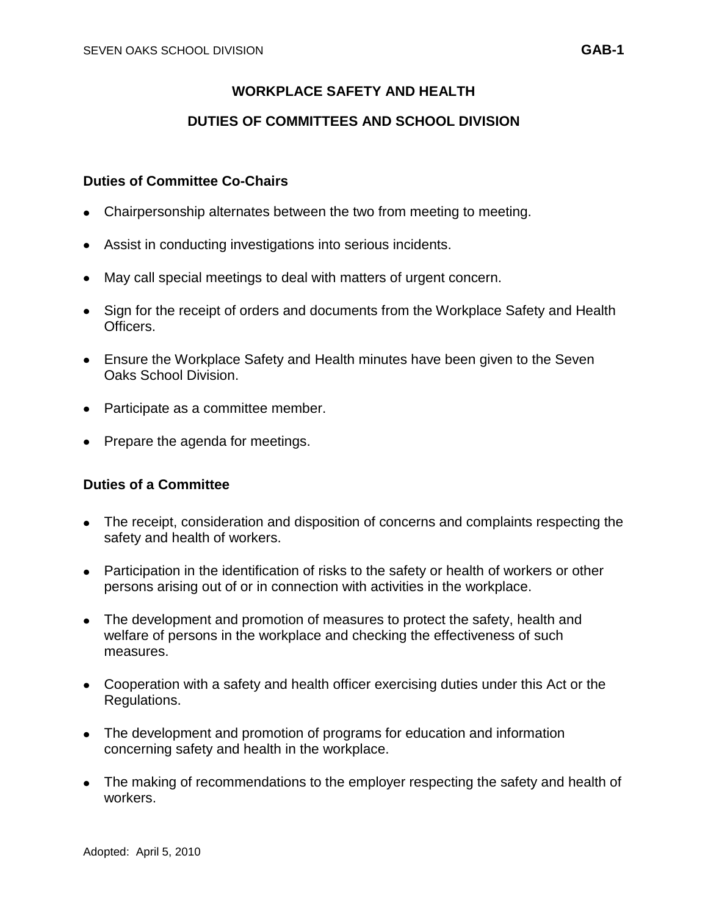# WORKPLACE SAFETY AND HEALTH

## DUTIES OF COMMITTEES AND SCHOOL DIVISION

### Duties of Committee Co-Chairs

- Chairpersonship alternates between the two from meeting to meeting.
- Assist in conducting investigations into serious incidents.
- May call special meetings to deal with matters of urgent concern.
- Sign for the receipt of orders and documents from the Workplace Safety and Health Officers.
- Ensure the Workplace Safety and Health minutes have been given to the Seven Oaks School Division.
- Participate as a committee member.
- Prepare the agenda for meetings.

### Duties of a Committee

- The receipt, consideration and disposition of concerns and complaints respecting the safety and health of workers.
- Participation in the identification of risks to the safety or health of workers or other persons arising out of or in connection with activities in the workplace.
- The development and promotion of measures to protect the safety, health and welfare of persons in the workplace and checking the effectiveness of such measures.
- Cooperation with a safety and health officer exercising duties under this Act or the Regulations.
- The development and promotion of programs for education and information concerning safety and health in the workplace.
- The making of recommendations to the employer respecting the safety and health of workers.

Adopted: April 5, 2010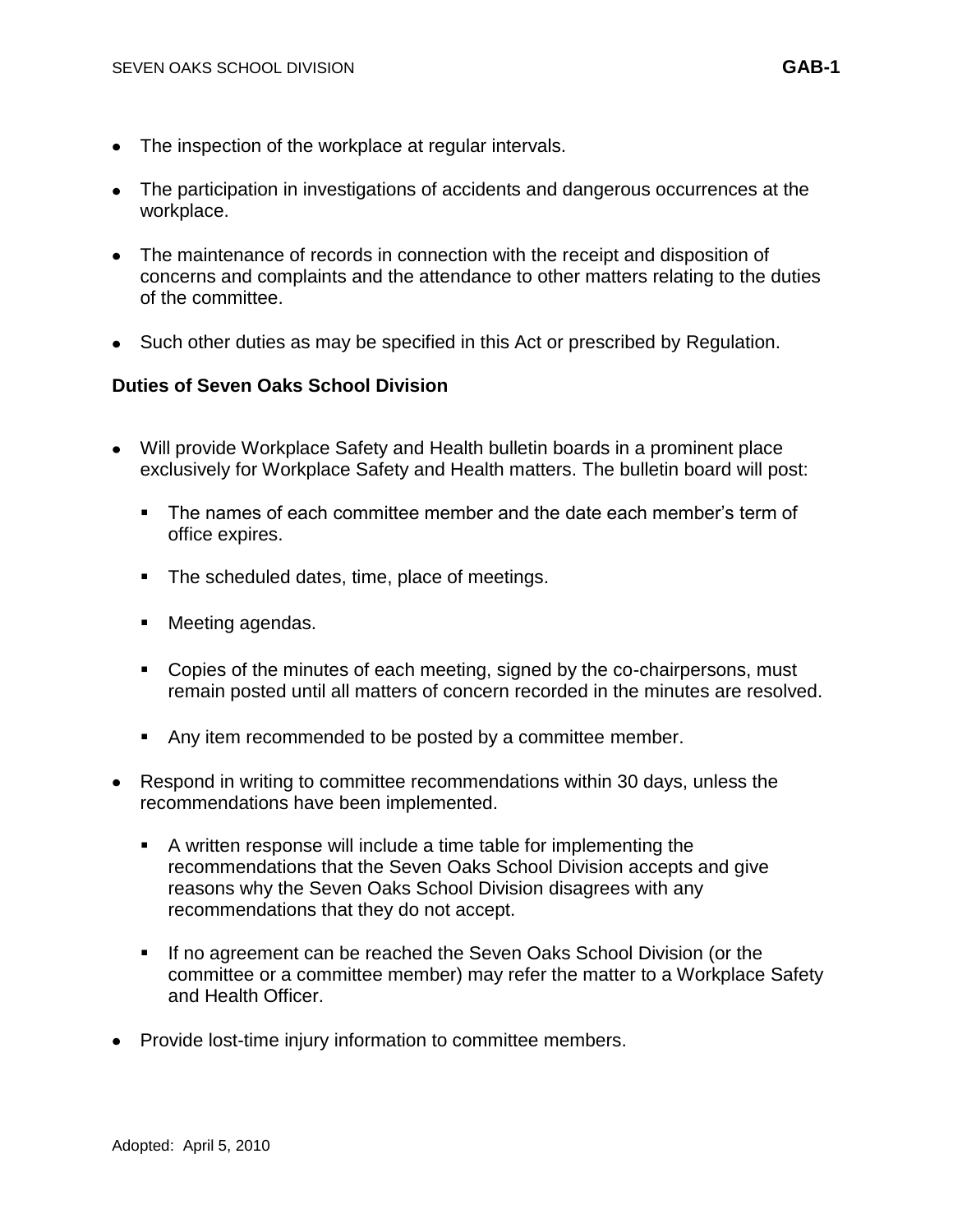- The inspection of the workplace at regular intervals.
- The participation in investigations of accidents and dangerous occurrences at the workplace.
- The maintenance of records in connection with the receipt and disposition of concerns and complaints and the attendance to other matters relating to the duties of the committee.
- Such other duties as may be specified in this Act or prescribed by Regulation.

**Duties of Seven Oaks School Division**

- Will provide Workplace Safety and Health bulletin boards in a prominent place exclusively for Workplace Safety and Health matters. The bulletin board will post:
  - The names of each committee member and the date each member's term of office expires.
  - The scheduled dates, time, place of meetings.
  - Meeting agendas.
  - Copies of the minutes of each meeting, signed by the co-chairpersons, must remain posted until all matters of concern recorded in the minutes are resolved.
  - Any item recommended to be posted by a committee member.
- Respond in writing to committee recommendations within 30 days, unless the recommendations have been implemented.
  - A written response will include a time table for implementing the recommendations that the Seven Oaks School Division accepts and give reasons why the Seven Oaks School Division disagrees with any recommendations that they do not accept.
  - If no agreement can be reached the Seven Oaks School Division (or the committee or a committee member) may refer the matter to a Workplace Safety and Health Officer.
- Provide lost-time injury information to committee members.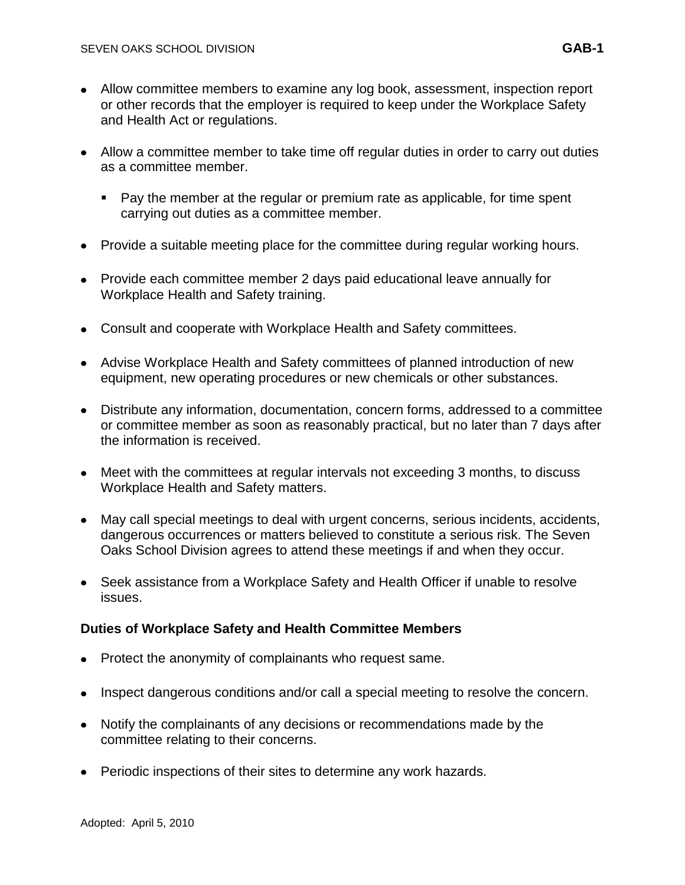- Allow committee members to examine any log book, assessment, inspection report or other records that the employer is required to keep under the Workplace Safety and Health Act or regulations.

- Allow a committee member to take time off regular duties in order to carry out duties as a committee member.

  - Pay the member at the regular or premium rate as applicable, for time spent carrying out duties as a committee member.

- Provide a suitable meeting place for the committee during regular working hours.

- Provide each committee member 2 days paid educational leave annually for Workplace Health and Safety training.

- Consult and cooperate with Workplace Health and Safety committees.

- Advise Workplace Health and Safety committees of planned introduction of new equipment, new operating procedures or new chemicals or other substances.

- Distribute any information, documentation, concern forms, addressed to a committee or committee member as soon as reasonably practical, but no later than 7 days after the information is received.

- Meet with the committees at regular intervals not exceeding 3 months, to discuss Workplace Health and Safety matters.

- May call special meetings to deal with urgent concerns, serious incidents, accidents, dangerous occurrences or matters believed to constitute a serious risk. The Seven Oaks School Division agrees to attend these meetings if and when they occur.

- Seek assistance from a Workplace Safety and Health Officer if unable to resolve issues.

**Duties of Workplace Safety and Health Committee Members**

- Protect the anonymity of complainants who request same.

- Inspect dangerous conditions and/or call a special meeting to resolve the concern.

- Notify the complainants of any decisions or recommendations made by the committee relating to their concerns.

- Periodic inspections of their sites to determine any work hazards.

Adopted: April 5, 2010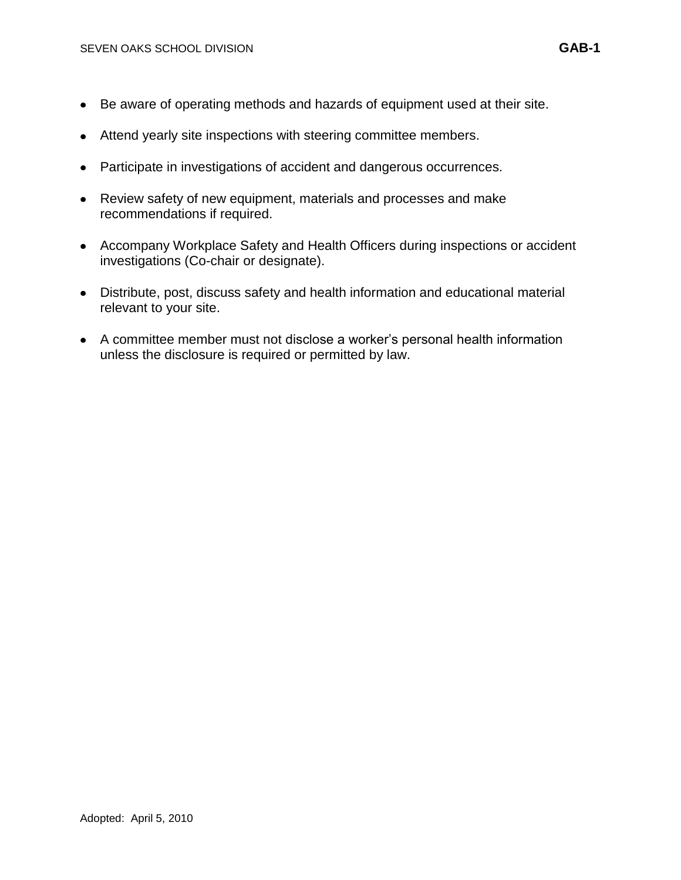- Be aware of operating methods and hazards of equipment used at their site.
- Attend yearly site inspections with steering committee members.
- Participate in investigations of accident and dangerous occurrences.
- Review safety of new equipment, materials and processes and make recommendations if required.
- Accompany Workplace Safety and Health Officers during inspections or accident investigations (Co-chair or designate).
- Distribute, post, discuss safety and health information and educational material relevant to your site.
- A committee member must not disclose a worker's personal health information unless the disclosure is required or permitted by law.

Adopted: April 5, 2010